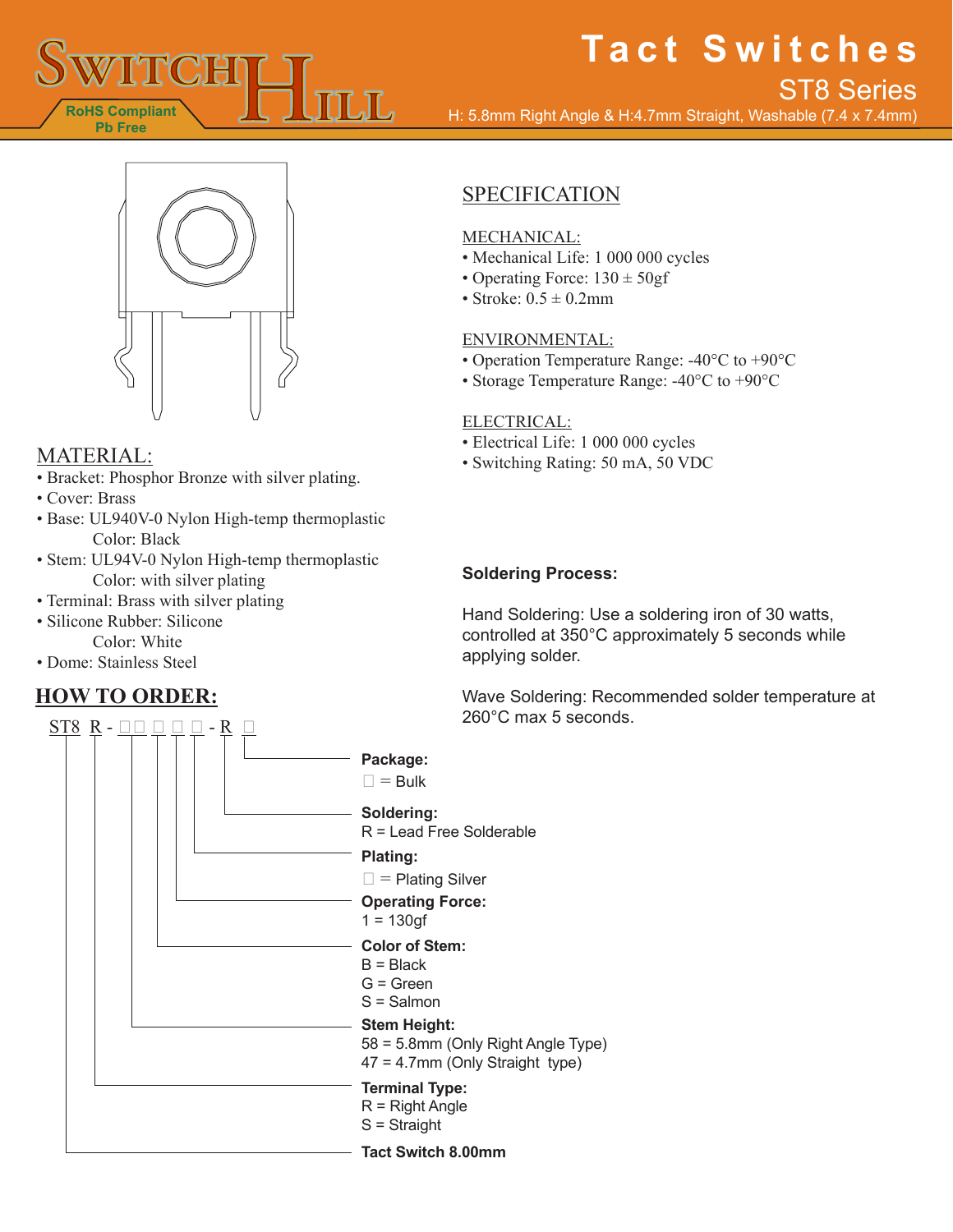# SWITCH HILL

RoHS Compliant
Pb Free

# Tact Switches

## ST8 Series

H: 5.8mm Right Angle & H:4.7mm Straight, Washable (7.4 x 7.4mm)

## SPECIFICATION

### MECHANICAL:

- Mechanical Life: 1 000 000 cycles
- Operating Force: 130 ± 50gf
- Stroke: 0.5 ± 0.2mm

### ENVIRONMENTAL:

- Operation Temperature Range: -40°C to +90°C
- Storage Temperature Range: -40°C to +90°C

### ELECTRICAL:

- Electrical Life: 1 000 000 cycles
- Switching Rating: 50 mA, 50 VDC

**Soldering Process:**

Hand Soldering: Use a soldering iron of 30 watts, controlled at 350°C approximately 5 seconds while applying solder.

Wave Soldering: Recommended solder temperature at 260°C max 5 seconds.

## MATERIAL:

- Bracket: Phosphor Bronze with silver plating.
- Cover: Brass
- Base: UL940V-0 Nylon High-temp thermoplastic
  Color: Black
- Stem: UL94V-0 Nylon High-temp thermoplastic
  Color: with silver plating
- Terminal: Brass with silver plating
- Silicone Rubber: Silicone
  Color: White
- Dome: Stainless Steel

## HOW TO ORDER:

ST8 R - □□ □ □ □ - R □

**Package:**
□ = Bulk

**Soldering:**
R = Lead Free Solderable

**Plating:**
□ = Plating Silver

**Operating Force:**
1 = 130gf

**Color of Stem:**
B = Black
G = Green
S = Salmon

**Stem Height:**
58 = 5.8mm (Only Right Angle Type)
47 = 4.7mm (Only Straight type)

**Terminal Type:**
R = Right Angle
S = Straight

**Tact Switch 8.00mm**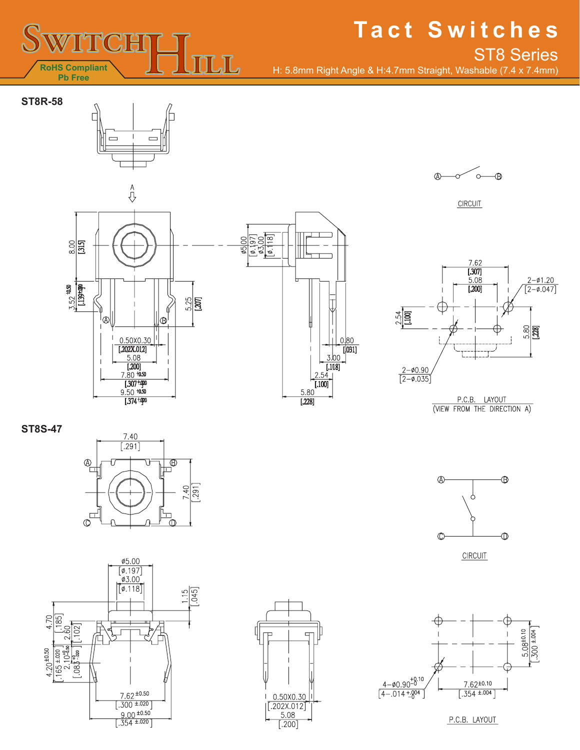# Tact Switches

## ST8 Series

H: 5.8mm Right Angle & H:4.7mm Straight, Washable (7.4 x 7.4mm)

RoHS Compliant
Pb Free

### ST8R-58

A

8.00
[.315]

3.52 ±0.50
[.139±.020]

5.25
[.207]

0.50X0.30
[.202X.012]
5.08
[.200]
7.80 ±0.50
[.307±.020]
9.50 ±0.50
[.374±.020]

ø5.00
[ø.197]
ø3.00
[ø.118]

0.80
[.031]
3.00
[.118]
2.54
[.100]
5.80
[.228]

CIRCUIT

7.62
[.307]
5.08
[.200]
2–ø1.20
[2–ø.047]
2.54
[.100]
5.80
[.228]
2–ø0.90
[2–ø.035]

P.C.B. LAYOUT
(VIEW FROM THE DIRECTION A)

### ST8S-47

7.40
[.291]

7.40
[.291]

CIRCUIT

ø5.00
[ø.197]
ø3.00
[ø.118]

1.15
[.045]

4.70
[.185]
2.60
[.102]
4.20 ±0.50
[.165 ±.020]
2.10 ±0.50
[.083 ±.020]

7.62 ±0.50
[.300 ±.020]
9.00 ±0.50
[.354 ±.020]

0.50X0.30
[.202X.012]
5.08
[.200]

5.08 ±0.10
[.300 ±.004]
4–ø0.90 +0.10/−0
[4–.014 +.004/−0]
7.62 ±0.10
[.354 ±.004]

P.C.B. LAYOUT